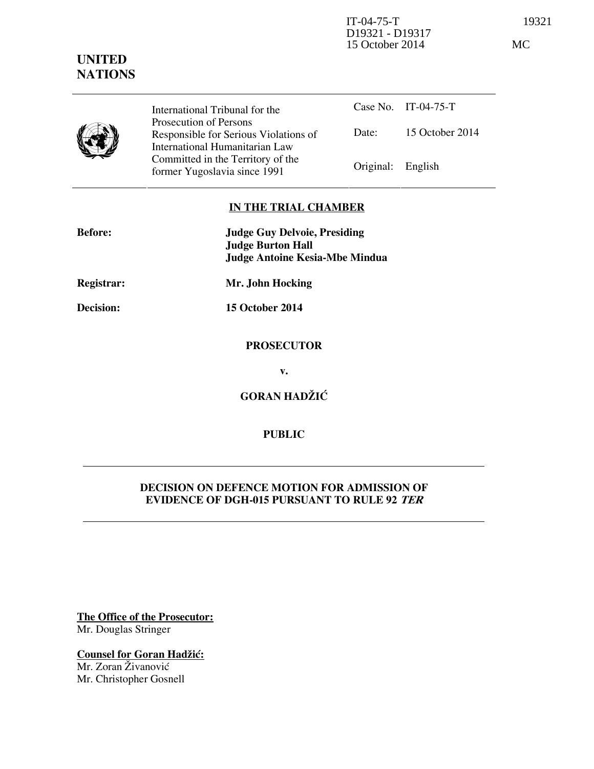IT-04-75-T 19321
D19321 - D19317
15 October 2014 MC

**UNITED NATIONS**

| International Tribunal for the Prosecution of Persons Responsible for Serious Violations of International Humanitarian Law Committed in the Territory of the former Yugoslavia since 1991 | Case No. | IT-04-75-T |
| --- | --- | --- |
| | Date: | 15 October 2014 |
| | Original: | English |

**IN THE TRIAL CHAMBER**

**Before:** **Judge Guy Delvoie, Presiding**
**Judge Burton Hall**
**Judge Antoine Kesia-Mbe Mindua**

**Registrar:** **Mr. John Hocking**

**Decision:** **15 October 2014**

**PROSECUTOR**

**v.**

**GORAN HADŽIĆ**

**PUBLIC**

---

**DECISION ON DEFENCE MOTION FOR ADMISSION OF EVIDENCE OF DGH-015 PURSUANT TO RULE 92 *TER***

---

**The Office of the Prosecutor:**
Mr. Douglas Stringer

**Counsel for Goran Hadžić:**
Mr. Zoran Živanović
Mr. Christopher Gosnell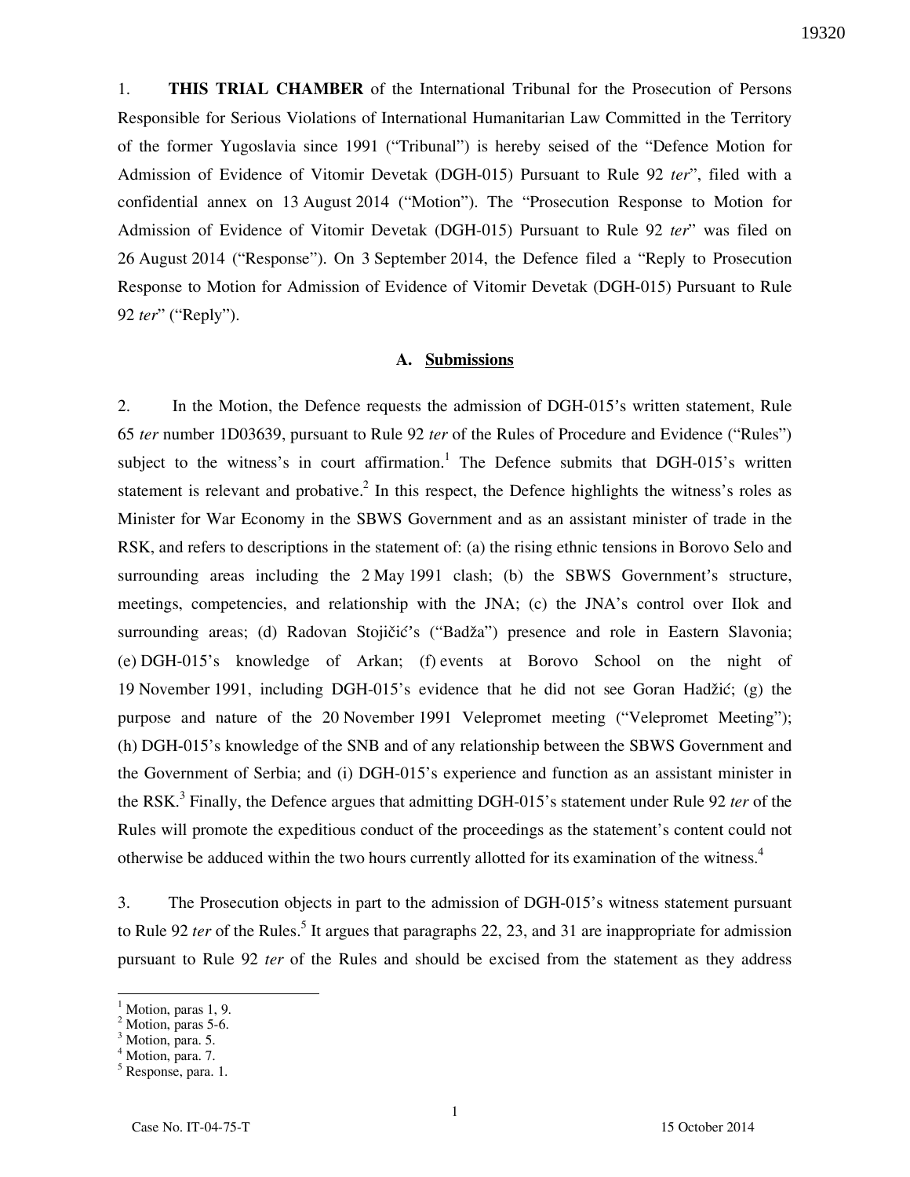1. **THIS TRIAL CHAMBER** of the International Tribunal for the Prosecution of Persons Responsible for Serious Violations of International Humanitarian Law Committed in the Territory of the former Yugoslavia since 1991 ("Tribunal") is hereby seised of the "Defence Motion for Admission of Evidence of Vitomir Devetak (DGH-015) Pursuant to Rule 92 *ter*", filed with a confidential annex on 13 August 2014 ("Motion"). The "Prosecution Response to Motion for Admission of Evidence of Vitomir Devetak (DGH-015) Pursuant to Rule 92 *ter*" was filed on 26 August 2014 ("Response"). On 3 September 2014, the Defence filed a "Reply to Prosecution Response to Motion for Admission of Evidence of Vitomir Devetak (DGH-015) Pursuant to Rule 92 *ter*" ("Reply").

### A. Submissions

2. In the Motion, the Defence requests the admission of DGH-015's written statement, Rule 65 *ter* number 1D03639, pursuant to Rule 92 *ter* of the Rules of Procedure and Evidence ("Rules") subject to the witness's in court affirmation.[1] The Defence submits that DGH-015's written statement is relevant and probative.[2] In this respect, the Defence highlights the witness's roles as Minister for War Economy in the SBWS Government and as an assistant minister of trade in the RSK, and refers to descriptions in the statement of: (a) the rising ethnic tensions in Borovo Selo and surrounding areas including the 2 May 1991 clash; (b) the SBWS Government's structure, meetings, competencies, and relationship with the JNA; (c) the JNA's control over Ilok and surrounding areas; (d) Radovan Stojičić's ("Badža") presence and role in Eastern Slavonia; (e) DGH-015's knowledge of Arkan; (f) events at Borovo School on the night of 19 November 1991, including DGH-015's evidence that he did not see Goran Hadžić; (g) the purpose and nature of the 20 November 1991 Velepromet meeting ("Velepromet Meeting"); (h) DGH-015's knowledge of the SNB and of any relationship between the SBWS Government and the Government of Serbia; and (i) DGH-015's experience and function as an assistant minister in the RSK.[3] Finally, the Defence argues that admitting DGH-015's statement under Rule 92 *ter* of the Rules will promote the expeditious conduct of the proceedings as the statement's content could not otherwise be adduced within the two hours currently allotted for its examination of the witness.[4]

3. The Prosecution objects in part to the admission of DGH-015's witness statement pursuant to Rule 92 *ter* of the Rules.[5] It argues that paragraphs 22, 23, and 31 are inappropriate for admission pursuant to Rule 92 *ter* of the Rules and should be excised from the statement as they address

---

[1] Motion, paras 1, 9.
[2] Motion, paras 5-6.
[3] Motion, para. 5.
[4] Motion, para. 7.
[5] Response, para. 1.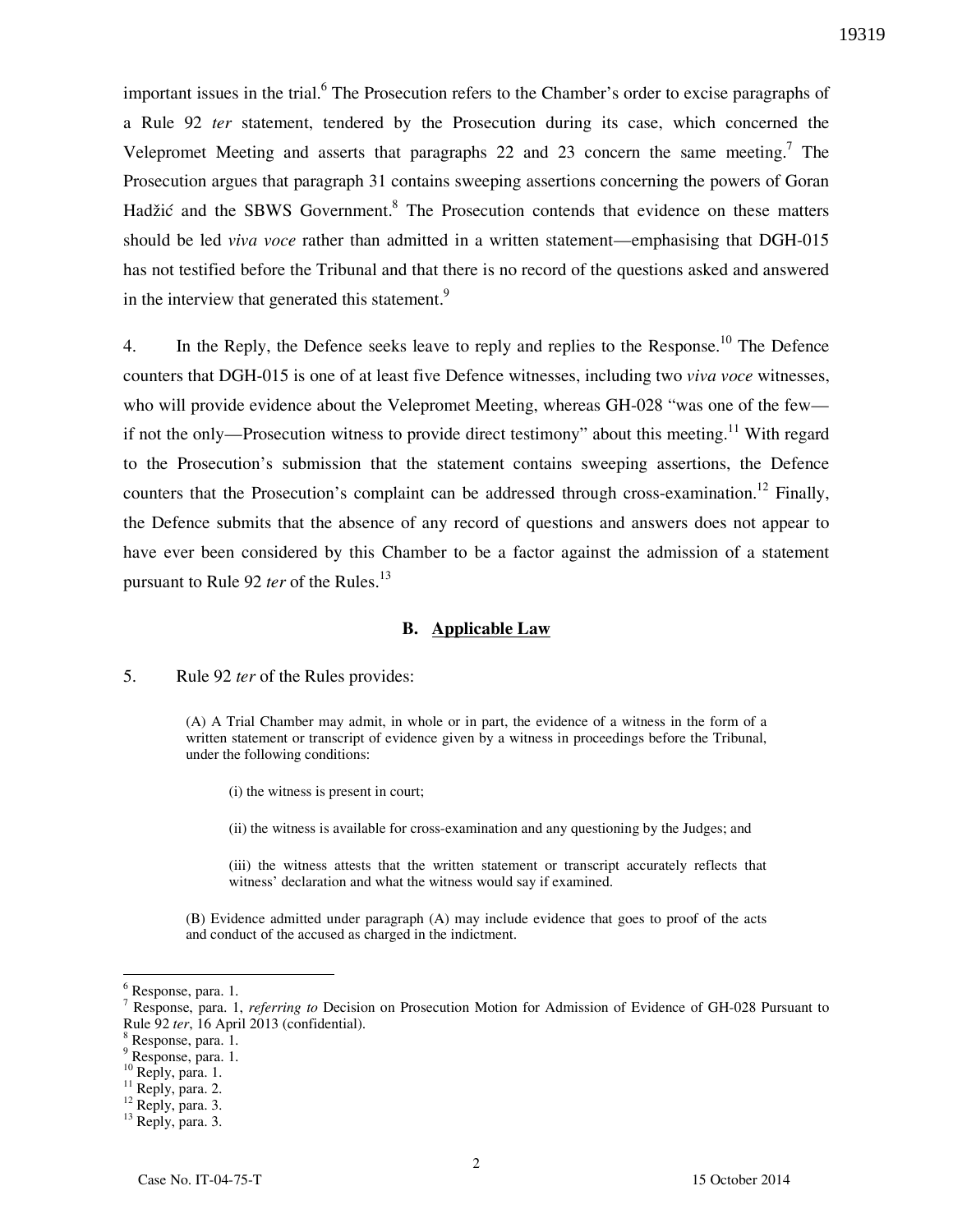important issues in the trial.[6] The Prosecution refers to the Chamber's order to excise paragraphs of a Rule 92 *ter* statement, tendered by the Prosecution during its case, which concerned the Velepromet Meeting and asserts that paragraphs 22 and 23 concern the same meeting.[7] The Prosecution argues that paragraph 31 contains sweeping assertions concerning the powers of Goran Hadžić and the SBWS Government.[8] The Prosecution contends that evidence on these matters should be led *viva voce* rather than admitted in a written statement—emphasising that DGH-015 has not testified before the Tribunal and that there is no record of the questions asked and answered in the interview that generated this statement.[9]

4. In the Reply, the Defence seeks leave to reply and replies to the Response.[10] The Defence counters that DGH-015 is one of at least five Defence witnesses, including two *viva voce* witnesses, who will provide evidence about the Velepromet Meeting, whereas GH-028 "was one of the few—if not the only—Prosecution witness to provide direct testimony" about this meeting.[11] With regard to the Prosecution's submission that the statement contains sweeping assertions, the Defence counters that the Prosecution's complaint can be addressed through cross-examination.[12] Finally, the Defence submits that the absence of any record of questions and answers does not appear to have ever been considered by this Chamber to be a factor against the admission of a statement pursuant to Rule 92 *ter* of the Rules.[13]

### B. Applicable Law

5. Rule 92 *ter* of the Rules provides:

> (A) A Trial Chamber may admit, in whole or in part, the evidence of a witness in the form of a written statement or transcript of evidence given by a witness in proceedings before the Tribunal, under the following conditions:
>
> (i) the witness is present in court;
>
> (ii) the witness is available for cross-examination and any questioning by the Judges; and
>
> (iii) the witness attests that the written statement or transcript accurately reflects that witness' declaration and what the witness would say if examined.
>
> (B) Evidence admitted under paragraph (A) may include evidence that goes to proof of the acts and conduct of the accused as charged in the indictment.

---

[6] Response, para. 1.
[7] Response, para. 1, *referring to* Decision on Prosecution Motion for Admission of Evidence of GH-028 Pursuant to Rule 92 *ter*, 16 April 2013 (confidential).
[8] Response, para. 1.
[9] Response, para. 1.
[10] Reply, para. 1.
[11] Reply, para. 2.
[12] Reply, para. 3.
[13] Reply, para. 3.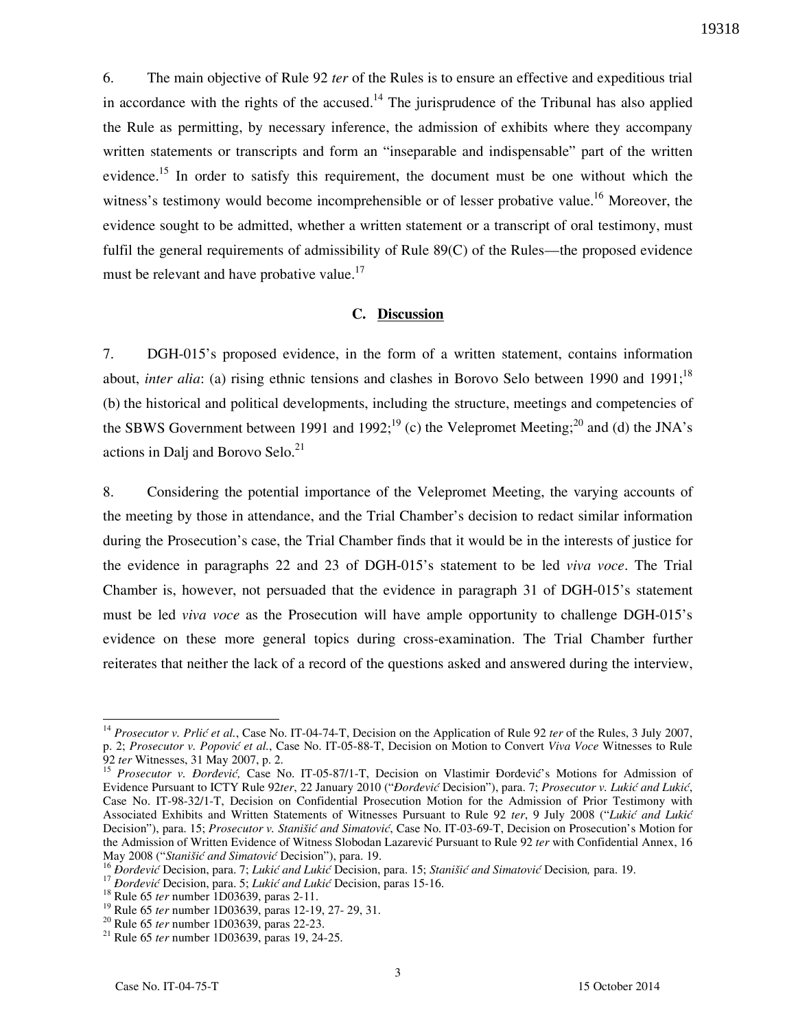6. The main objective of Rule 92 *ter* of the Rules is to ensure an effective and expeditious trial in accordance with the rights of the accused.[14] The jurisprudence of the Tribunal has also applied the Rule as permitting, by necessary inference, the admission of exhibits where they accompany written statements or transcripts and form an "inseparable and indispensable" part of the written evidence.[15] In order to satisfy this requirement, the document must be one without which the witness's testimony would become incomprehensible or of lesser probative value.[16] Moreover, the evidence sought to be admitted, whether a written statement or a transcript of oral testimony, must fulfil the general requirements of admissibility of Rule 89(C) of the Rules—the proposed evidence must be relevant and have probative value.[17]

### C. Discussion

7. DGH-015's proposed evidence, in the form of a written statement, contains information about, *inter alia*: (a) rising ethnic tensions and clashes in Borovo Selo between 1990 and 1991;[18] (b) the historical and political developments, including the structure, meetings and competencies of the SBWS Government between 1991 and 1992;[19] (c) the Velepromet Meeting;[20] and (d) the JNA's actions in Dalj and Borovo Selo.[21]

8. Considering the potential importance of the Velepromet Meeting, the varying accounts of the meeting by those in attendance, and the Trial Chamber's decision to redact similar information during the Prosecution's case, the Trial Chamber finds that it would be in the interests of justice for the evidence in paragraphs 22 and 23 of DGH-015's statement to be led *viva voce*. The Trial Chamber is, however, not persuaded that the evidence in paragraph 31 of DGH-015's statement must be led *viva voce* as the Prosecution will have ample opportunity to challenge DGH-015's evidence on these more general topics during cross-examination. The Trial Chamber further reiterates that neither the lack of a record of the questions asked and answered during the interview,

---

[14] *Prosecutor v. Prlić et al.*, Case No. IT-04-74-T, Decision on the Application of Rule 92 *ter* of the Rules, 3 July 2007, p. 2; *Prosecutor v. Popović et al.*, Case No. IT-05-88-T, Decision on Motion to Convert *Viva Voce* Witnesses to Rule 92 *ter* Witnesses, 31 May 2007, p. 2.

[15] *Prosecutor v. Đorđević,* Case No. IT-05-87/1-T, Decision on Vlastimir Đorđević's Motions for Admission of Evidence Pursuant to ICTY Rule 92*ter*, 22 January 2010 ("*Đorđević* Decision"), para. 7; *Prosecutor v. Lukić and Lukić*, Case No. IT-98-32/1-T, Decision on Confidential Prosecution Motion for the Admission of Prior Testimony with Associated Exhibits and Written Statements of Witnesses Pursuant to Rule 92 *ter*, 9 July 2008 ("*Lukić and Lukić* Decision"), para. 15; *Prosecutor v. Stanišić and Simatović*, Case No. IT-03-69-T, Decision on Prosecution's Motion for the Admission of Written Evidence of Witness Slobodan Lazarević Pursuant to Rule 92 *ter* with Confidential Annex, 16 May 2008 ("*Stanišić and Simatović* Decision"), para. 19.

[16] *Đorđević* Decision, para. 7; *Lukić and Lukić* Decision, para. 15; *Stanišić and Simatović* Decision*,* para. 19.

[17] *Đorđević* Decision, para. 5; *Lukić and Lukić* Decision, paras 15-16.

[18] Rule 65 *ter* number 1D03639, paras 2-11.

[19] Rule 65 *ter* number 1D03639, paras 12-19, 27- 29, 31.

[20] Rule 65 *ter* number 1D03639, paras 22-23.

[21] Rule 65 *ter* number 1D03639, paras 19, 24-25.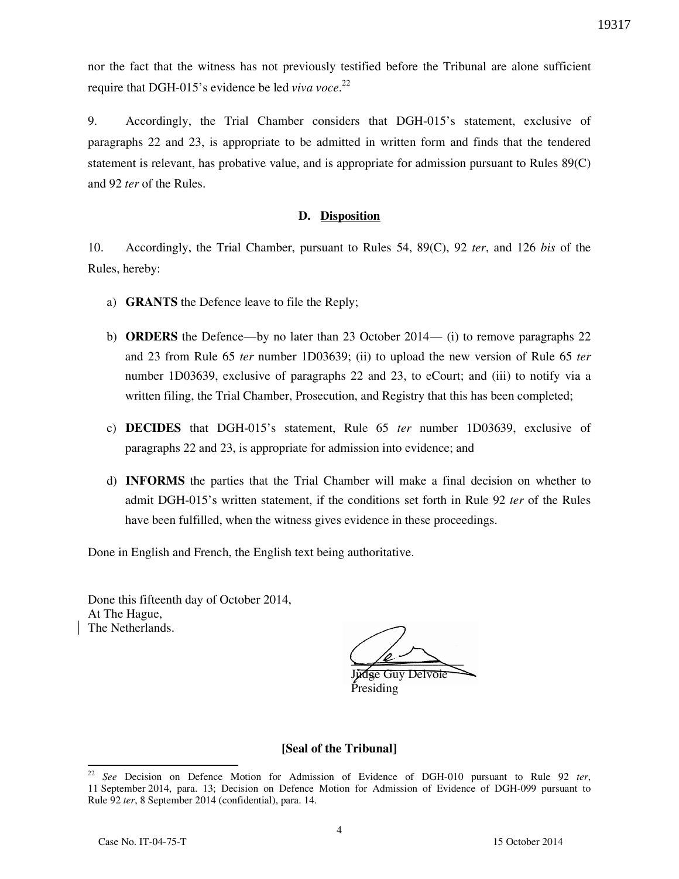nor the fact that the witness has not previously testified before the Tribunal are alone sufficient require that DGH-015's evidence be led *viva voce*.[22]

9. Accordingly, the Trial Chamber considers that DGH-015's statement, exclusive of paragraphs 22 and 23, is appropriate to be admitted in written form and finds that the tendered statement is relevant, has probative value, and is appropriate for admission pursuant to Rules 89(C) and 92 *ter* of the Rules.

### D. Disposition

10. Accordingly, the Trial Chamber, pursuant to Rules 54, 89(C), 92 *ter*, and 126 *bis* of the Rules, hereby:

a) **GRANTS** the Defence leave to file the Reply;

b) **ORDERS** the Defence—by no later than 23 October 2014— (i) to remove paragraphs 22 and 23 from Rule 65 *ter* number 1D03639; (ii) to upload the new version of Rule 65 *ter* number 1D03639, exclusive of paragraphs 22 and 23, to eCourt; and (iii) to notify via a written filing, the Trial Chamber, Prosecution, and Registry that this has been completed;

c) **DECIDES** that DGH-015's statement, Rule 65 *ter* number 1D03639, exclusive of paragraphs 22 and 23, is appropriate for admission into evidence; and

d) **INFORMS** the parties that the Trial Chamber will make a final decision on whether to admit DGH-015's written statement, if the conditions set forth in Rule 92 *ter* of the Rules have been fulfilled, when the witness gives evidence in these proceedings.

Done in English and French, the English text being authoritative.

Done this fifteenth day of October 2014,
At The Hague,
The Netherlands.

Judge Guy Delvoie
Presiding

**[Seal of the Tribunal]**

---

[22] *See* Decision on Defence Motion for Admission of Evidence of DGH-010 pursuant to Rule 92 *ter*, 11 September 2014, para. 13; Decision on Defence Motion for Admission of Evidence of DGH-099 pursuant to Rule 92 *ter*, 8 September 2014 (confidential), para. 14.